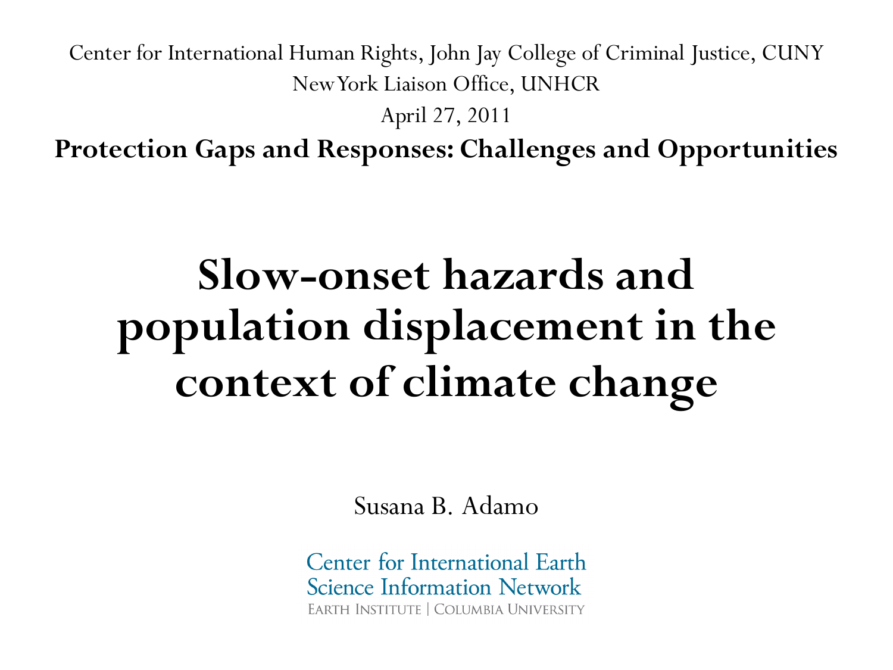Center for International Human Rights, John Jay College of Criminal Justice, CUNY

New York Liaison Office, UNHCR

April 27, 2011

**Protection Gaps and Responses: Challenges and Opportunities**

# Slow-onset hazards and population displacement in the context of climate change

Susana B. Adamo

Center for International Earth Science Information Network

EARTH INSTITUTE | COLUMBIA UNIVERSITY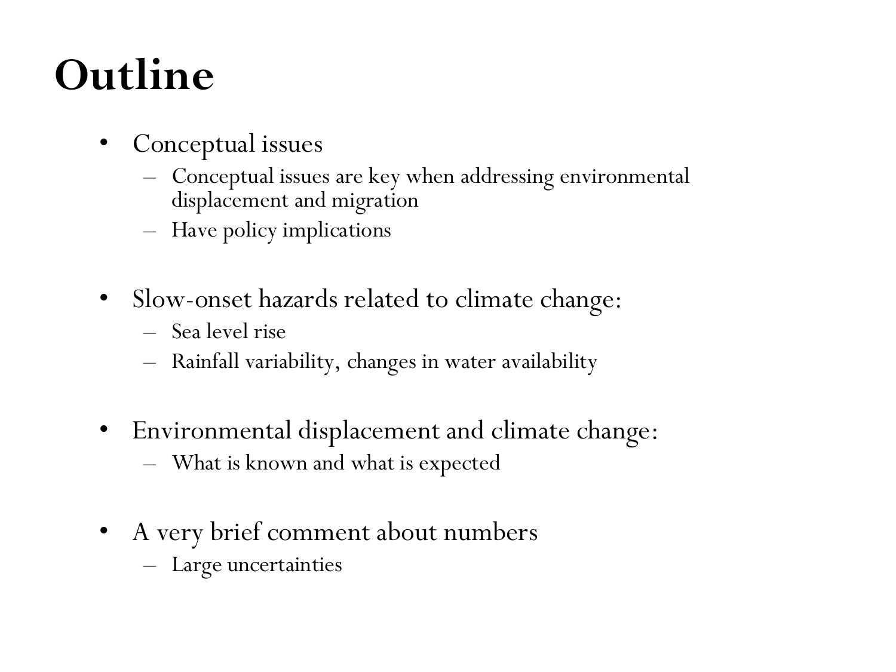# Outline

- Conceptual issues
  - Conceptual issues are key when addressing environmental displacement and migration
  - Have policy implications

- Slow-onset hazards related to climate change:
  - Sea level rise
  - Rainfall variability, changes in water availability

- Environmental displacement and climate change:
  - What is known and what is expected

- A very brief comment about numbers
  - Large uncertainties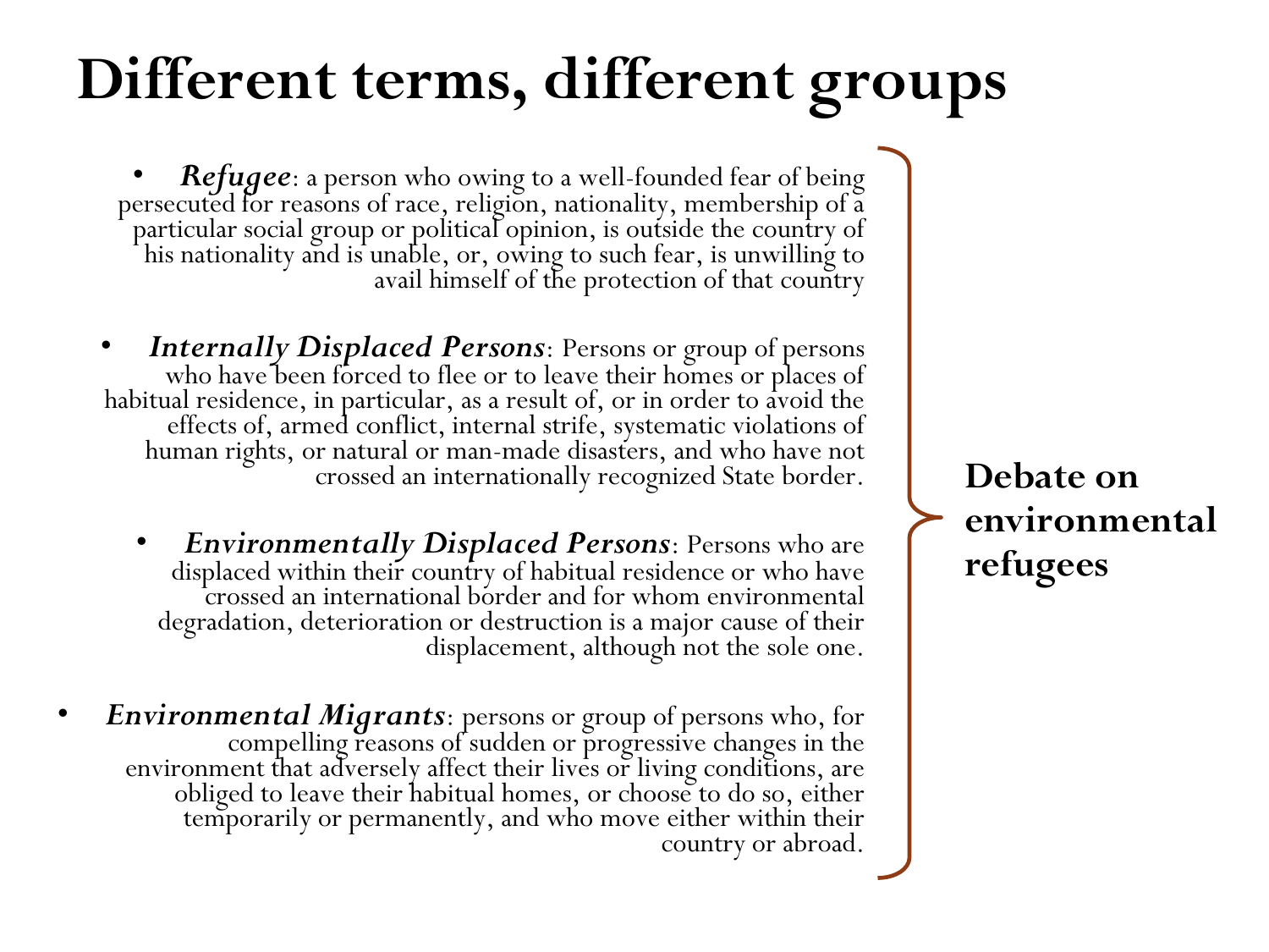# Different terms, different groups

- ***Refugee***: a person who owing to a well-founded fear of being persecuted for reasons of race, religion, nationality, membership of a particular social group or political opinion, is outside the country of his nationality and is unable, or, owing to such fear, is unwilling to avail himself of the protection of that country

- ***Internally Displaced Persons***: Persons or group of persons who have been forced to flee or to leave their homes or places of habitual residence, in particular, as a result of, or in order to avoid the effects of, armed conflict, internal strife, systematic violations of human rights, or natural or man-made disasters, and who have not crossed an internationally recognized State border.

- ***Environmentally Displaced Persons***: Persons who are displaced within their country of habitual residence or who have crossed an international border and for whom environmental degradation, deterioration or destruction is a major cause of their displacement, although not the sole one.

- ***Environmental Migrants***: persons or group of persons who, for compelling reasons of sudden or progressive changes in the environment that adversely affect their lives or living conditions, are obliged to leave their habitual homes, or choose to do so, either temporarily or permanently, and who move either within their country or abroad.

**Debate on environmental refugees**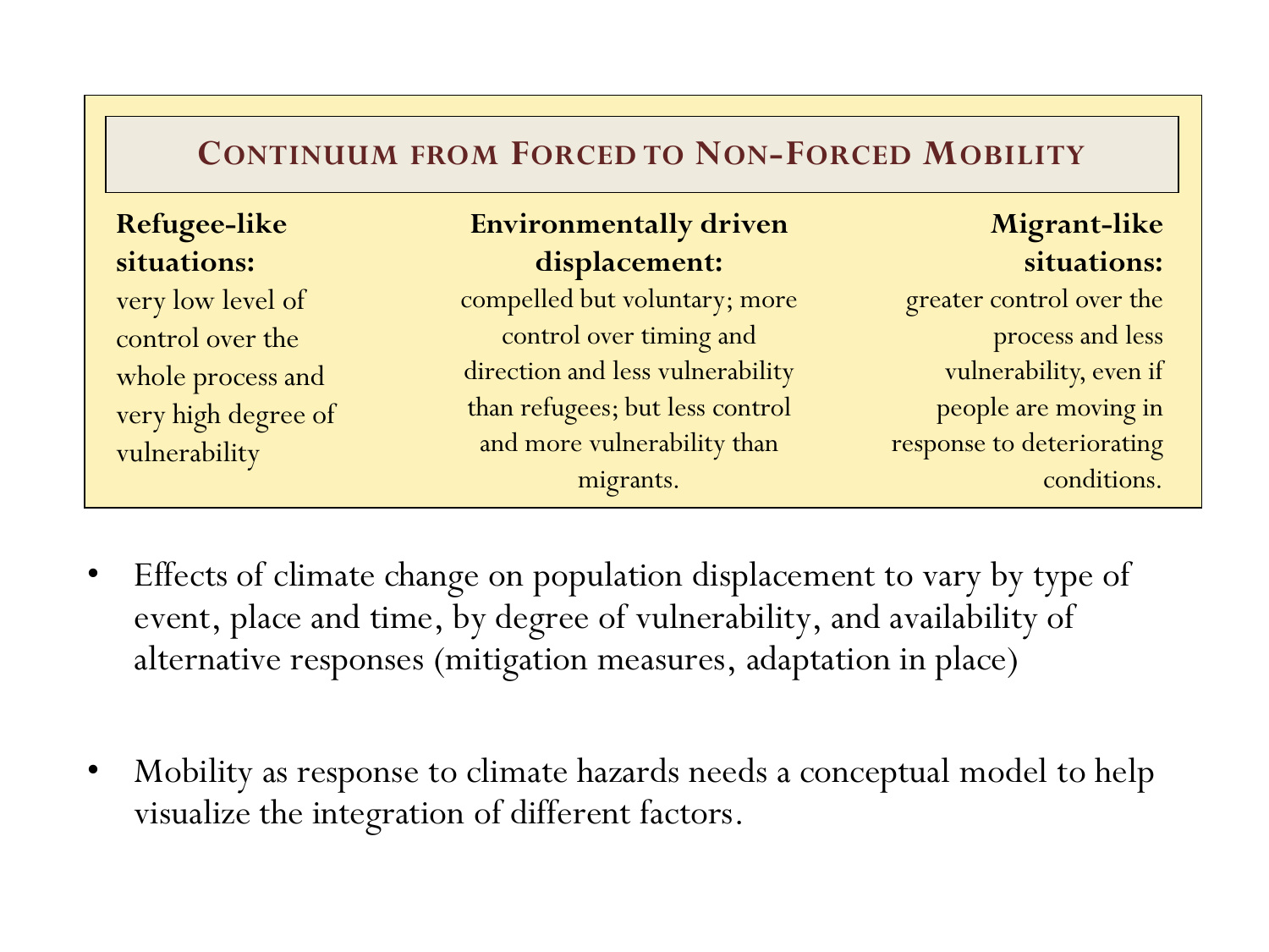## Continuum from Forced to Non-Forced Mobility

| **Refugee-like situations:** | **Environmentally driven displacement:** | **Migrant-like situations:** |
|---|---|---|
| very low level of control over the whole process and very high degree of vulnerability | compelled but voluntary; more control over timing and direction and less vulnerability than refugees; but less control and more vulnerability than migrants. | greater control over the process and less vulnerability, even if people are moving in response to deteriorating conditions. |

- Effects of climate change on population displacement to vary by type of event, place and time, by degree of vulnerability, and availability of alternative responses (mitigation measures, adaptation in place)

- Mobility as response to climate hazards needs a conceptual model to help visualize the integration of different factors.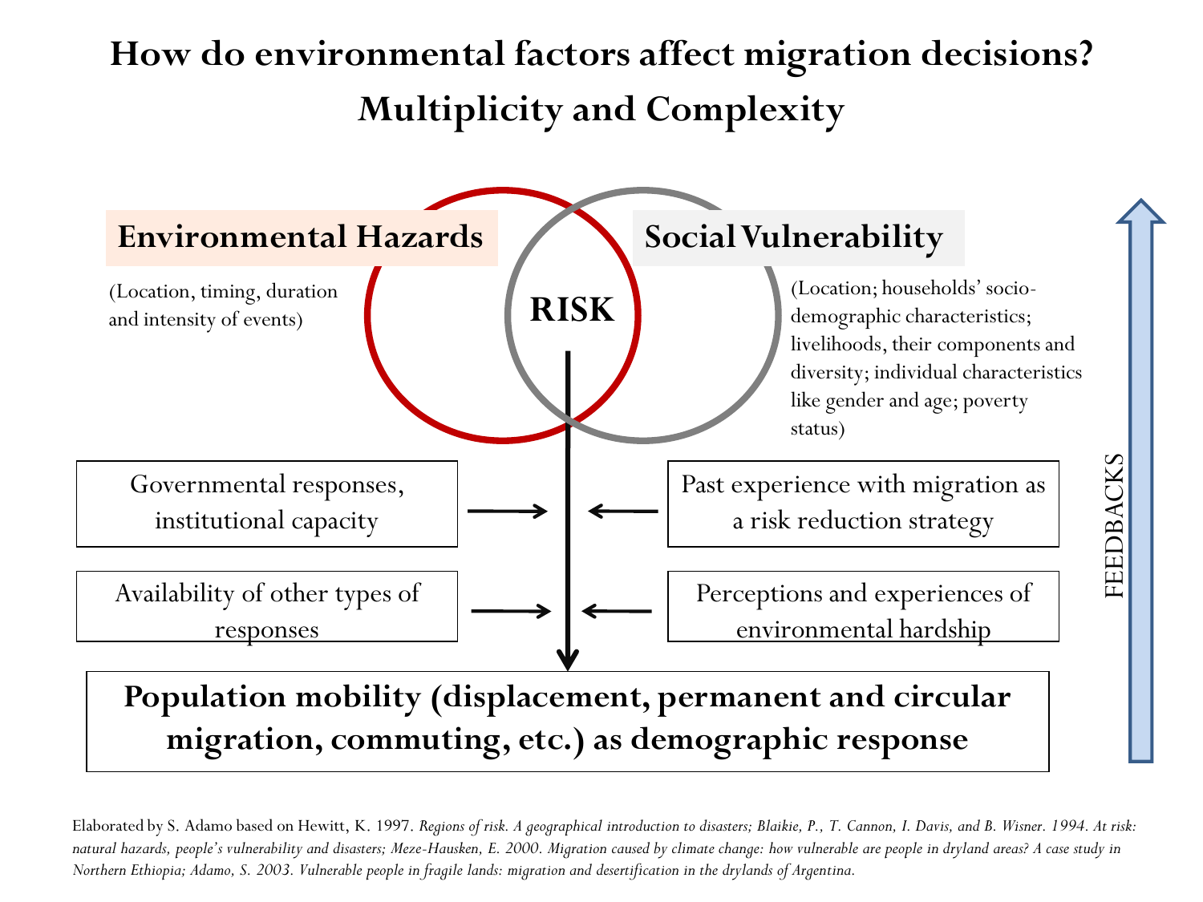# How do environmental factors affect migration decisions? Multiplicity and Complexity

**Environmental Hazards**

(Location, timing, duration and intensity of events)

**RISK**

**Social Vulnerability**

(Location; households' socio-demographic characteristics; livelihoods, their components and diversity; individual characteristics like gender and age; poverty status)

Governmental responses, institutional capacity

Past experience with migration as a risk reduction strategy

Availability of other types of responses

Perceptions and experiences of environmental hardship

FEEDBACKS

**Population mobility (displacement, permanent and circular migration, commuting, etc.) as demographic response**

Elaborated by S. Adamo based on Hewitt, K. 1997. *Regions of risk. A geographical introduction to disasters; Blaikie, P., T. Cannon, I. Davis, and B. Wisner. 1994. At risk: natural hazards, people's vulnerability and disasters; Meze-Hausken, E. 2000. Migration caused by climate change: how vulnerable are people in dryland areas? A case study in Northern Ethiopia; Adamo, S. 2003. Vulnerable people in fragile lands: migration and desertification in the drylands of Argentina.*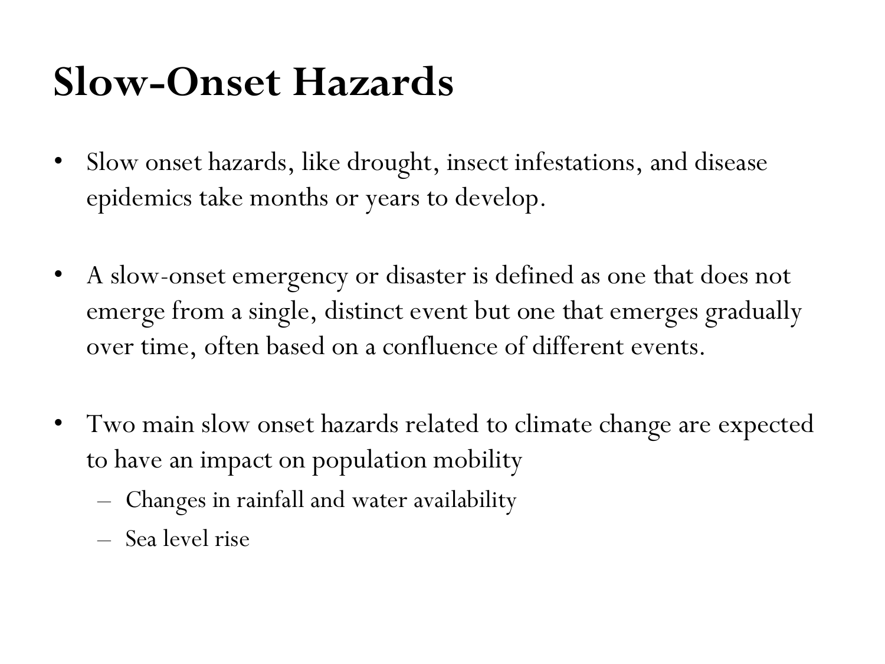# Slow-Onset Hazards

- Slow onset hazards, like drought, insect infestations, and disease epidemics take months or years to develop.
- A slow-onset emergency or disaster is defined as one that does not emerge from a single, distinct event but one that emerges gradually over time, often based on a confluence of different events.
- Two main slow onset hazards related to climate change are expected to have an impact on population mobility
  - Changes in rainfall and water availability
  - Sea level rise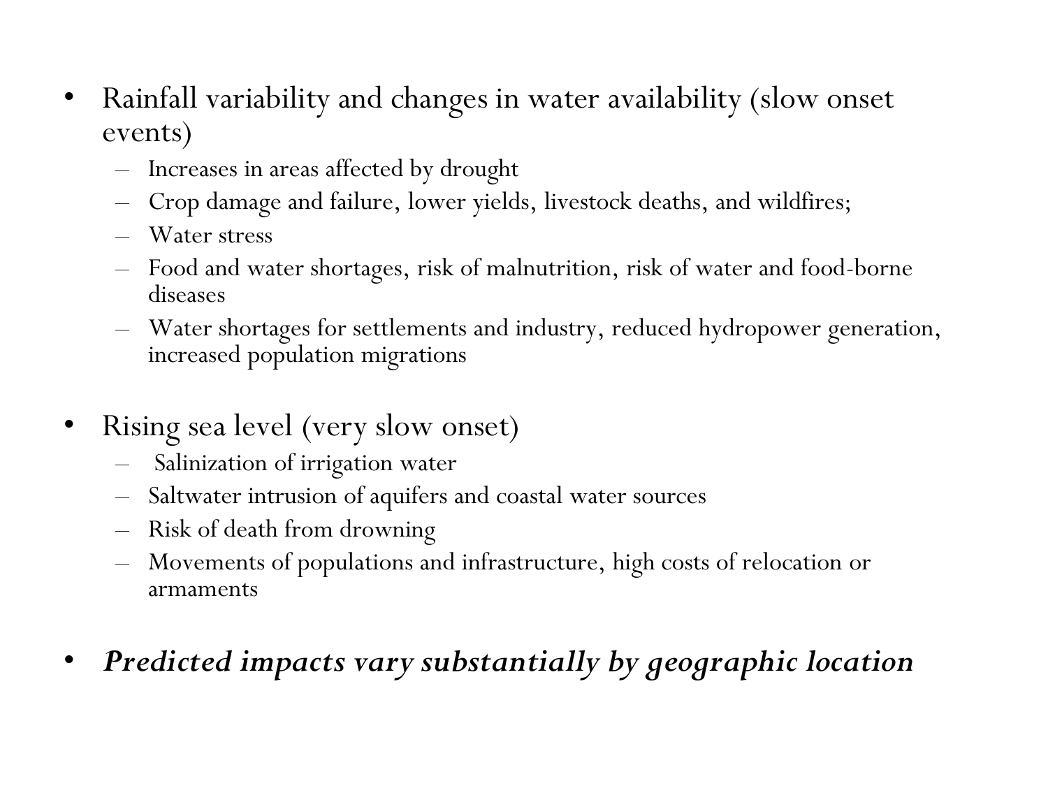- Rainfall variability and changes in water availability (slow onset events)
  - Increases in areas affected by drought
  - Crop damage and failure, lower yields, livestock deaths, and wildfires;
  - Water stress
  - Food and water shortages, risk of malnutrition, risk of water and food-borne diseases
  - Water shortages for settlements and industry, reduced hydropower generation, increased population migrations

- Rising sea level (very slow onset)
  - Salinization of irrigation water
  - Saltwater intrusion of aquifers and coastal water sources
  - Risk of death from drowning
  - Movements of populations and infrastructure, high costs of relocation or armaments

- ***Predicted impacts vary substantially by geographic location***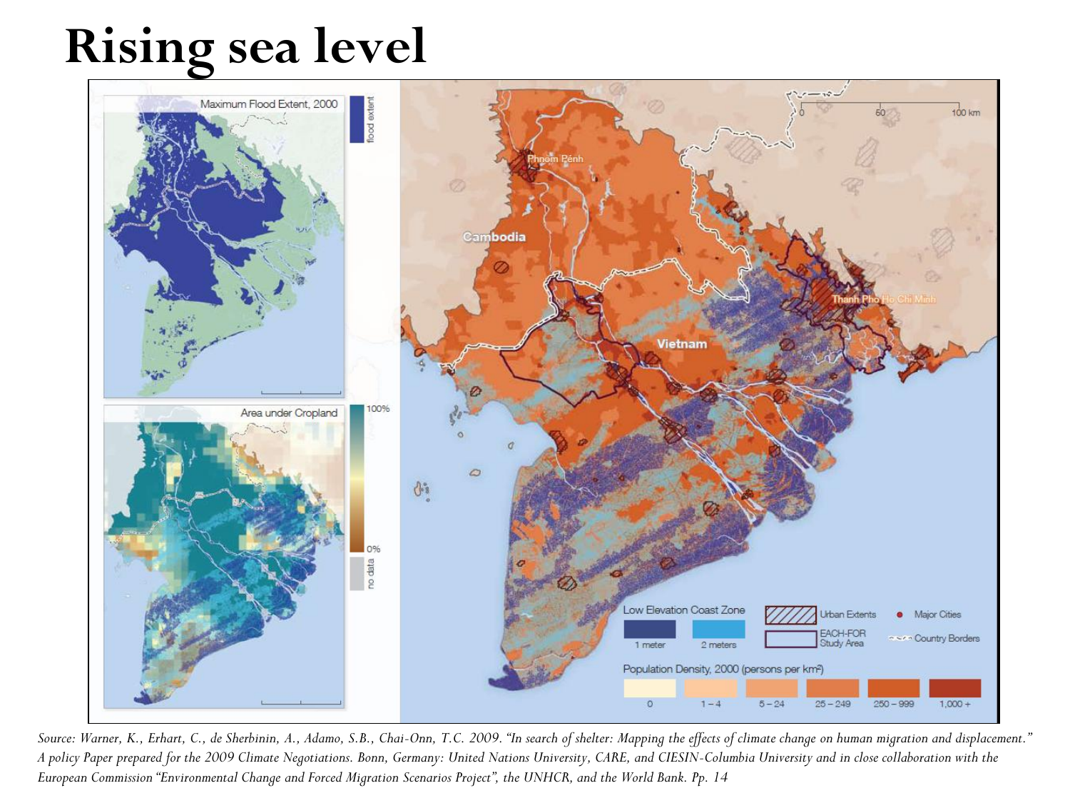# Rising sea level

Maximum Flood Extent, 2000

flood extent

Area under Cropland

100%

0%

no data

Cambodia

Phnom Penh

Vietnam

Thanh Pho Ho Chi Minh

0 50 100 km

Low Elevation Coast Zone

1 meter

2 meters

Urban Extents

EACH-FOR Study Area

Major Cities

Country Borders

Population Density, 2000 (persons per km²)

0 | 1 – 4 | 5 – 24 | 25 – 249 | 250 – 999 | 1,000 +

*Source: Warner, K., Erhart, C., de Sherbinin, A., Adamo, S.B., Chai-Onn, T.C. 2009. "In search of shelter: Mapping the effects of climate change on human migration and displacement." A policy Paper prepared for the 2009 Climate Negotiations. Bonn, Germany: United Nations University, CARE, and CIESIN-Columbia University and in close collaboration with the European Commission "Environmental Change and Forced Migration Scenarios Project", the UNHCR, and the World Bank. Pp. 14*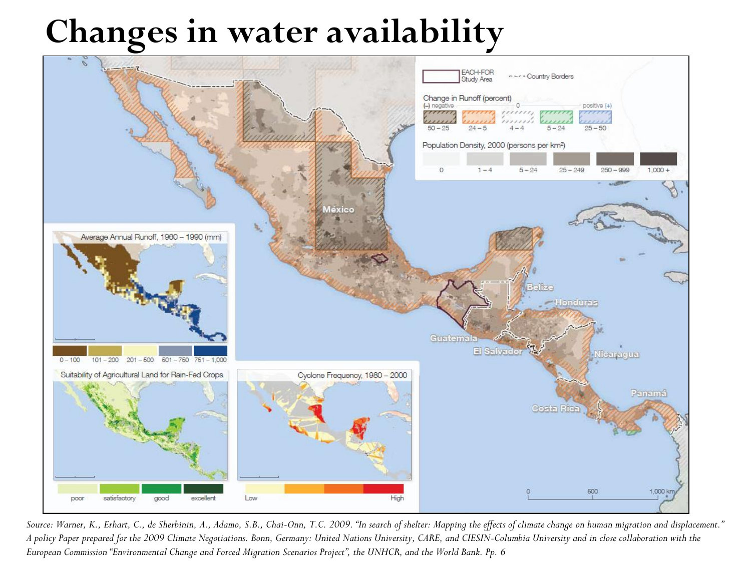# Changes in water availability

*Source: Warner, K., Erhart, C., de Sherbinin, A., Adamo, S.B., Chai-Onn, T.C. 2009. "In search of shelter: Mapping the effects of climate change on human migration and displacement." A policy Paper prepared for the 2009 Climate Negotiations. Bonn, Germany: United Nations University, CARE, and CIESIN-Columbia University and in close collaboration with the European Commission "Environmental Change and Forced Migration Scenarios Project", the UNHCR, and the World Bank. Pp. 6*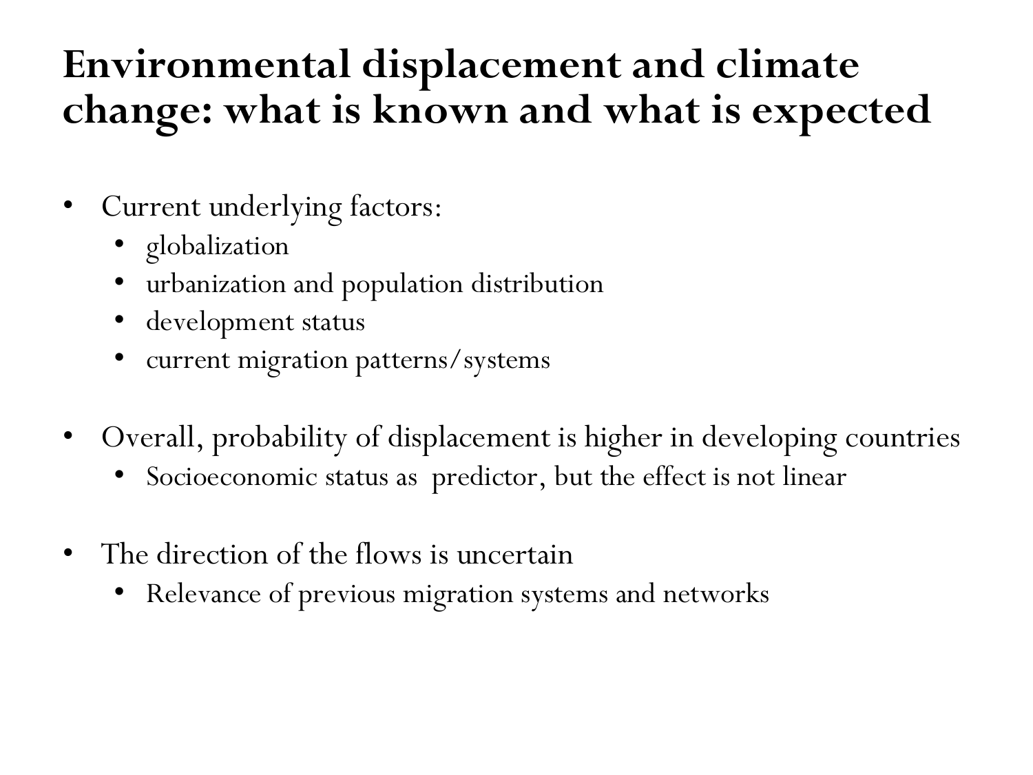# Environmental displacement and climate change: what is known and what is expected

- Current underlying factors:
  - globalization
  - urbanization and population distribution
  - development status
  - current migration patterns/systems

- Overall, probability of displacement is higher in developing countries
  - Socioeconomic status as predictor, but the effect is not linear

- The direction of the flows is uncertain
  - Relevance of previous migration systems and networks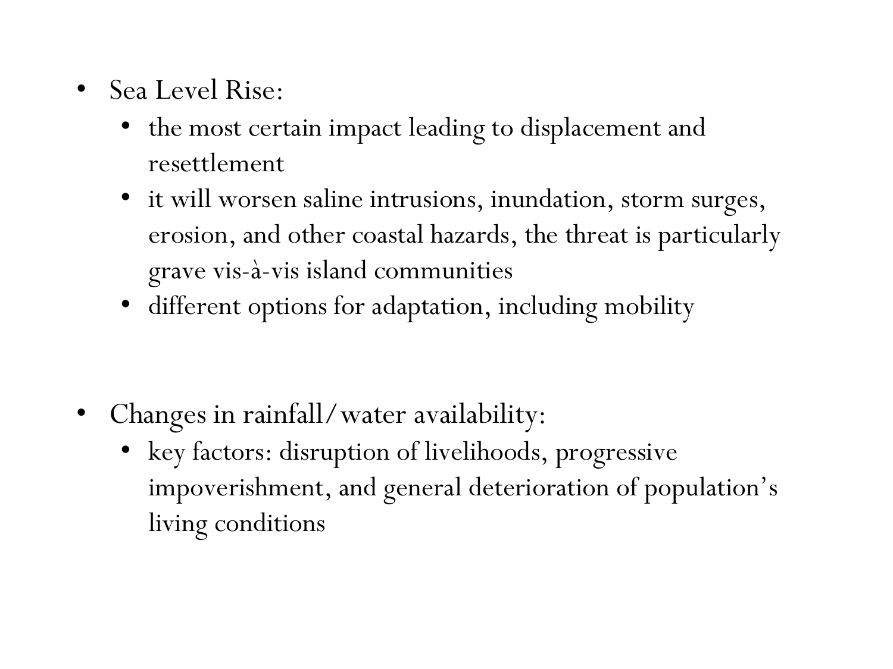- Sea Level Rise:
  - the most certain impact leading to displacement and resettlement
  - it will worsen saline intrusions, inundation, storm surges, erosion, and other coastal hazards, the threat is particularly grave vis-à-vis island communities
  - different options for adaptation, including mobility

- Changes in rainfall/water availability:
  - key factors: disruption of livelihoods, progressive impoverishment, and general deterioration of population's living conditions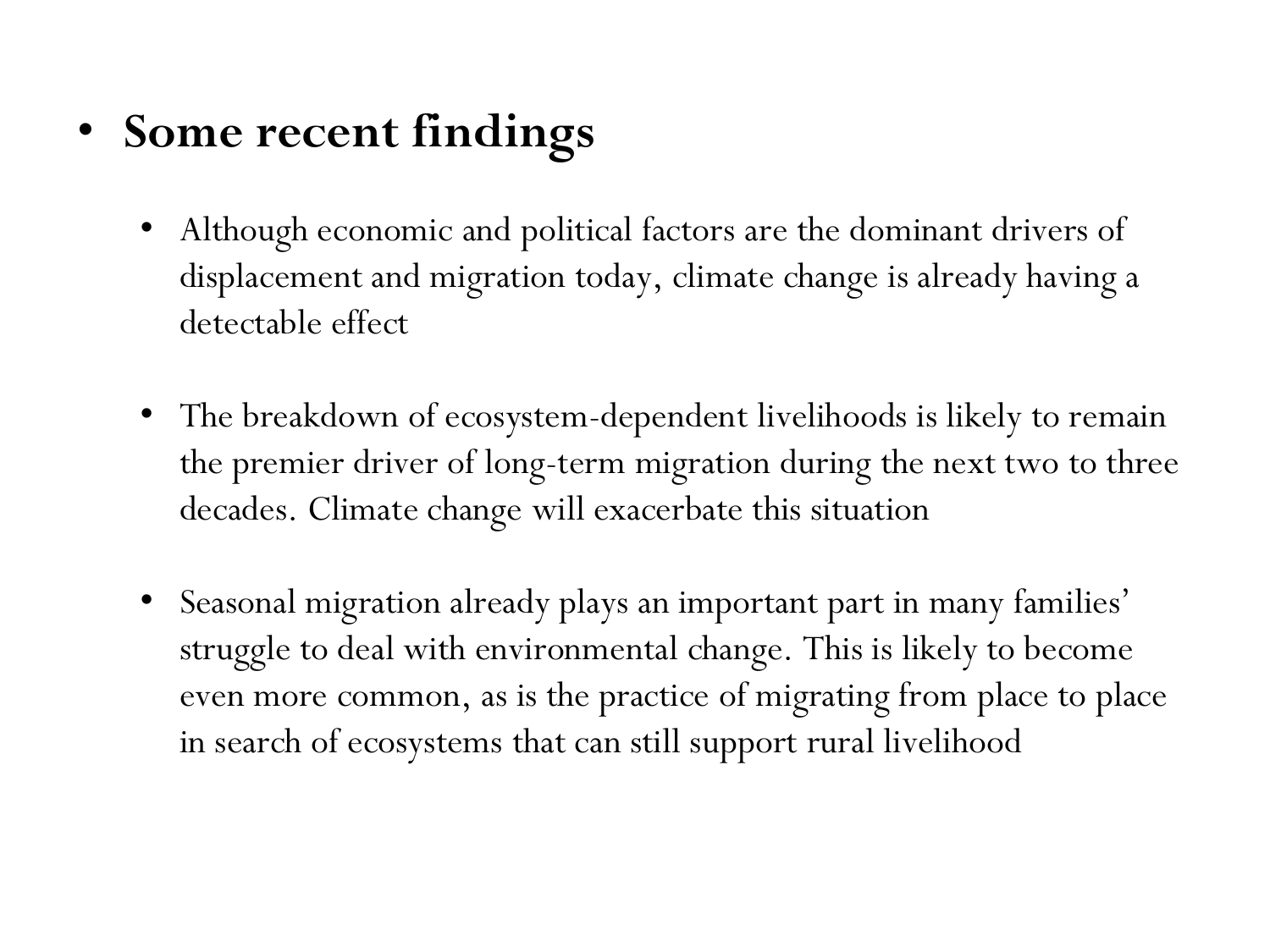- **Some recent findings**

  - Although economic and political factors are the dominant drivers of displacement and migration today, climate change is already having a detectable effect

  - The breakdown of ecosystem-dependent livelihoods is likely to remain the premier driver of long-term migration during the next two to three decades. Climate change will exacerbate this situation

  - Seasonal migration already plays an important part in many families' struggle to deal with environmental change. This is likely to become even more common, as is the practice of migrating from place to place in search of ecosystems that can still support rural livelihood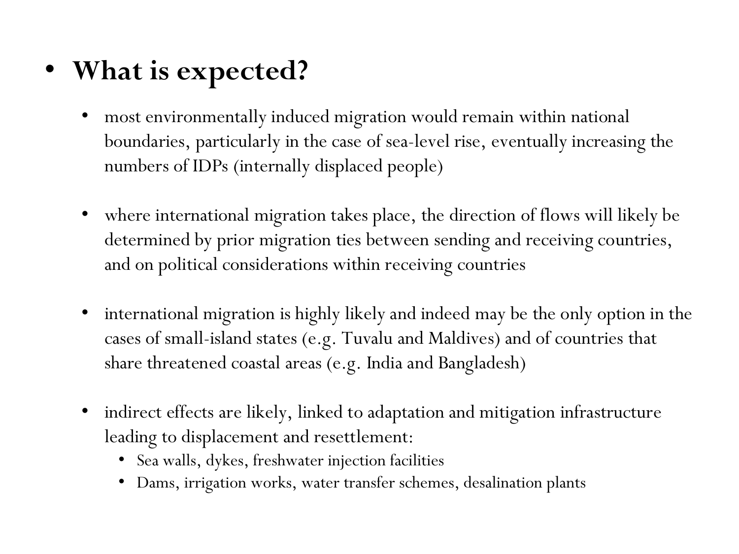- **What is expected?**
  - most environmentally induced migration would remain within national boundaries, particularly in the case of sea-level rise, eventually increasing the numbers of IDPs (internally displaced people)
  - where international migration takes place, the direction of flows will likely be determined by prior migration ties between sending and receiving countries, and on political considerations within receiving countries
  - international migration is highly likely and indeed may be the only option in the cases of small-island states (e.g. Tuvalu and Maldives) and of countries that share threatened coastal areas (e.g. India and Bangladesh)
  - indirect effects are likely, linked to adaptation and mitigation infrastructure leading to displacement and resettlement:
    - Sea walls, dykes, freshwater injection facilities
    - Dams, irrigation works, water transfer schemes, desalination plants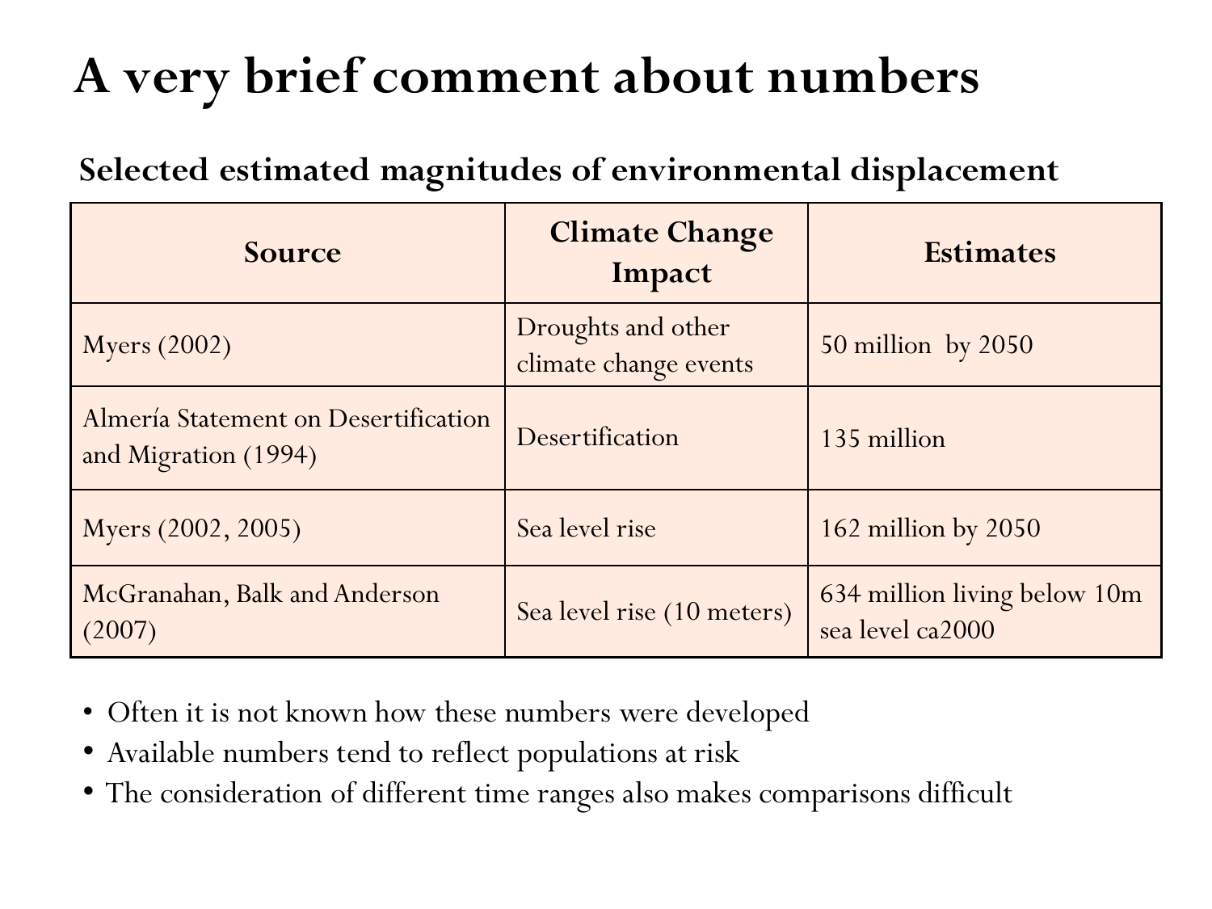# A very brief comment about numbers

## Selected estimated magnitudes of environmental displacement

| Source | Climate Change Impact | Estimates |
|---|---|---|
| Myers (2002) | Droughts and other climate change events | 50 million by 2050 |
| Almería Statement on Desertification and Migration (1994) | Desertification | 135 million |
| Myers (2002, 2005) | Sea level rise | 162 million by 2050 |
| McGranahan, Balk and Anderson (2007) | Sea level rise (10 meters) | 634 million living below 10m sea level ca2000 |

- Often it is not known how these numbers were developed
- Available numbers tend to reflect populations at risk
- The consideration of different time ranges also makes comparisons difficult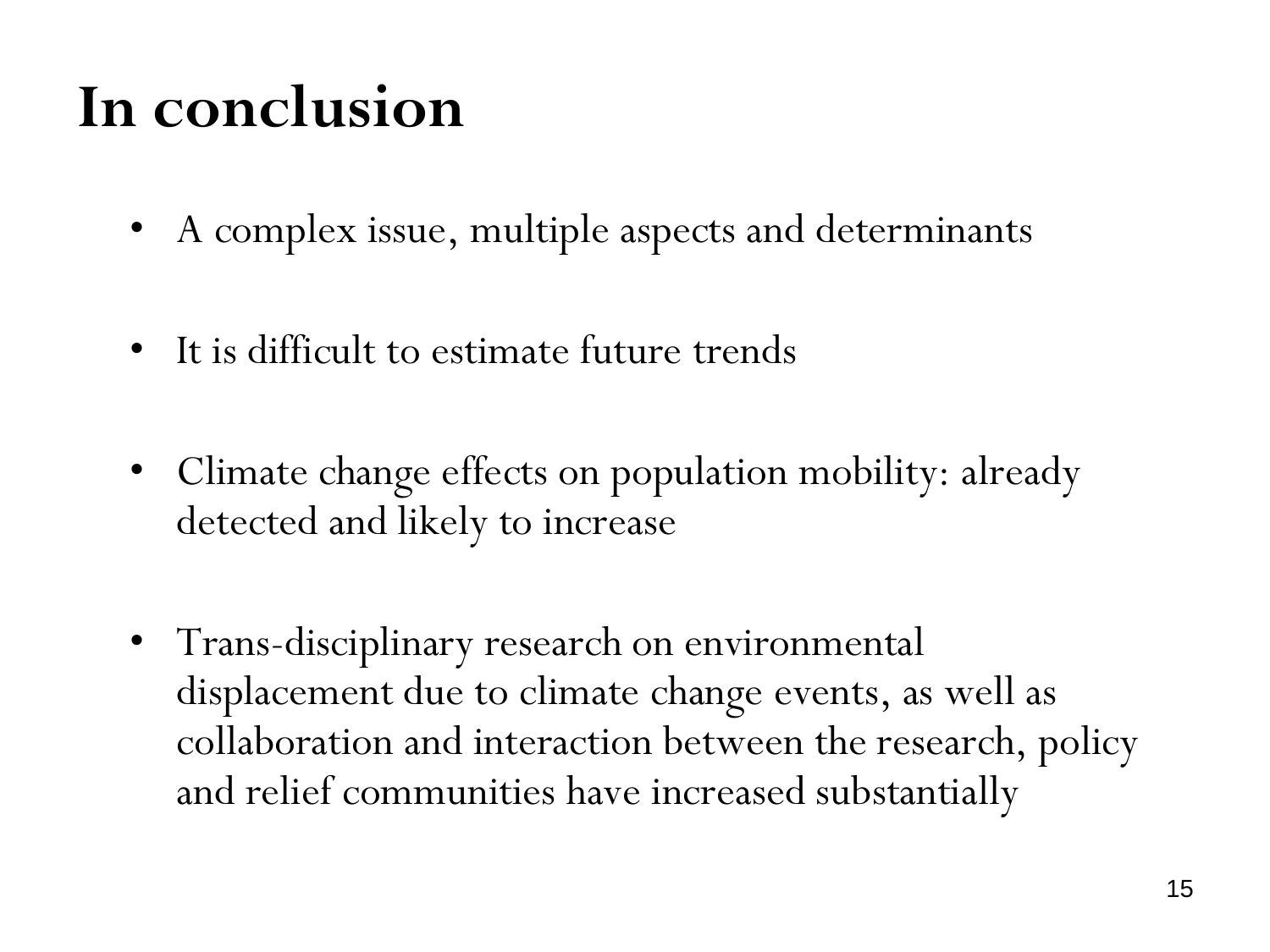# In conclusion

- A complex issue, multiple aspects and determinants
- It is difficult to estimate future trends
- Climate change effects on population mobility: already detected and likely to increase
- Trans-disciplinary research on environmental displacement due to climate change events, as well as collaboration and interaction between the research, policy and relief communities have increased substantially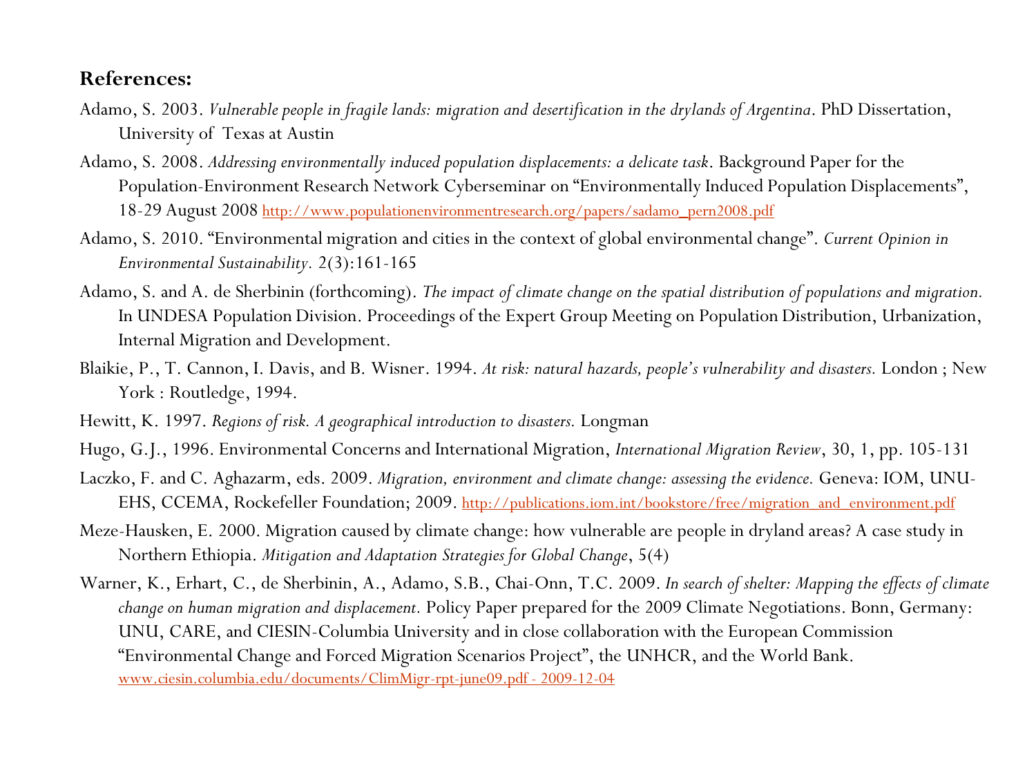**References:**

Adamo, S. 2003. *Vulnerable people in fragile lands: migration and desertification in the drylands of Argentina*. PhD Dissertation, University of Texas at Austin

Adamo, S. 2008. *Addressing environmentally induced population displacements: a delicate task*. Background Paper for the Population-Environment Research Network Cyberseminar on "Environmentally Induced Population Displacements", 18-29 August 2008 http://www.populationenvironmentresearch.org/papers/sadamo_pern2008.pdf

Adamo, S. 2010. "Environmental migration and cities in the context of global environmental change". *Current Opinion in Environmental Sustainability*. 2(3):161-165

Adamo, S. and A. de Sherbinin (forthcoming). *The impact of climate change on the spatial distribution of populations and migration.* In UNDESA Population Division. Proceedings of the Expert Group Meeting on Population Distribution, Urbanization, Internal Migration and Development.

Blaikie, P., T. Cannon, I. Davis, and B. Wisner. 1994. *At risk: natural hazards, people's vulnerability and disasters.* London ; New York : Routledge, 1994.

Hewitt, K. 1997. *Regions of risk. A geographical introduction to disasters.* Longman

Hugo, G.J., 1996. Environmental Concerns and International Migration, *International Migration Review*, 30, 1, pp. 105-131

Laczko, F. and C. Aghazarm, eds. 2009. *Migration, environment and climate change: assessing the evidence.* Geneva: IOM, UNU-EHS, CCEMA, Rockefeller Foundation; 2009. http://publications.iom.int/bookstore/free/migration_and_environment.pdf

Meze-Hausken, E. 2000. Migration caused by climate change: how vulnerable are people in dryland areas? A case study in Northern Ethiopia. *Mitigation and Adaptation Strategies for Global Change*, 5(4)

Warner, K., Erhart, C., de Sherbinin, A., Adamo, S.B., Chai-Onn, T.C. 2009. *In search of shelter: Mapping the effects of climate change on human migration and displacement.* Policy Paper prepared for the 2009 Climate Negotiations. Bonn, Germany: UNU, CARE, and CIESIN-Columbia University and in close collaboration with the European Commission "Environmental Change and Forced Migration Scenarios Project", the UNHCR, and the World Bank. www.ciesin.columbia.edu/documents/ClimMigr-rpt-june09.pdf - 2009-12-04